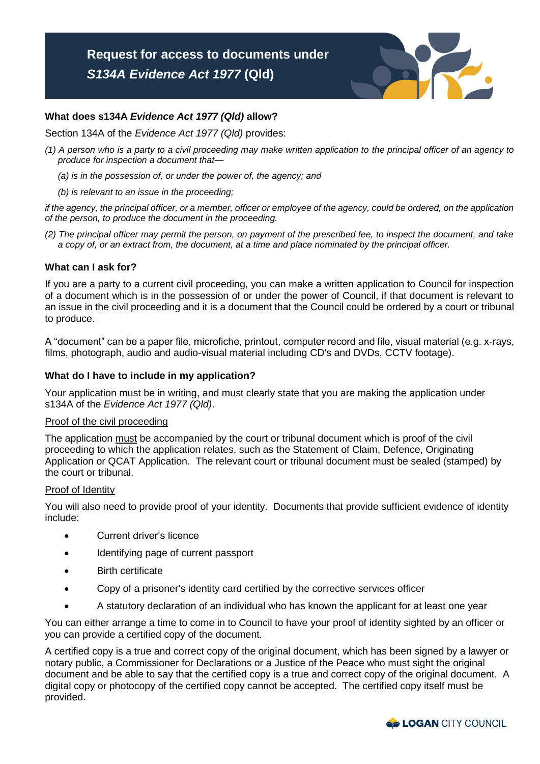# Request for access to documents under *S134A Evidence Act 1977* (Qld)

### What does s134A *Evidence Act 1977 (Qld)* allow?

Section 134A of the *Evidence Act 1977 (Qld)* provides:

*(1) A person who is a party to a civil proceeding may make written application to the principal officer of an agency to produce for inspection a document that—*

*(a) is in the possession of, or under the power of, the agency; and*

*(b) is relevant to an issue in the proceeding;*

*if the agency, the principal officer, or a member, officer or employee of the agency, could be ordered, on the application of the person, to produce the document in the proceeding.*

*(2) The principal officer may permit the person, on payment of the prescribed fee, to inspect the document, and take a copy of, or an extract from, the document, at a time and place nominated by the principal officer.*

### What can I ask for?

If you are a party to a current civil proceeding, you can make a written application to Council for inspection of a document which is in the possession of or under the power of Council, if that document is relevant to an issue in the civil proceeding and it is a document that the Council could be ordered by a court or tribunal to produce.

A "document" can be a paper file, microfiche, printout, computer record and file, visual material (e.g. x-rays, films, photograph, audio and audio-visual material including CD's and DVDs, CCTV footage).

### What do I have to include in my application?

Your application must be in writing, and must clearly state that you are making the application under s134A of the *Evidence Act 1977 (Qld)*.

<u>Proof of the civil proceeding</u>

The application <u>must</u> be accompanied by the court or tribunal document which is proof of the civil proceeding to which the application relates, such as the Statement of Claim, Defence, Originating Application or QCAT Application. The relevant court or tribunal document must be sealed (stamped) by the court or tribunal.

<u>Proof of Identity</u>

You will also need to provide proof of your identity. Documents that provide sufficient evidence of identity include:

- Current driver's licence
- Identifying page of current passport
- Birth certificate
- Copy of a prisoner's identity card certified by the corrective services officer
- A statutory declaration of an individual who has known the applicant for at least one year

You can either arrange a time to come in to Council to have your proof of identity sighted by an officer or you can provide a certified copy of the document.

A certified copy is a true and correct copy of the original document, which has been signed by a lawyer or notary public, a Commissioner for Declarations or a Justice of the Peace who must sight the original document and be able to say that the certified copy is a true and correct copy of the original document. A digital copy or photocopy of the certified copy cannot be accepted. The certified copy itself must be provided.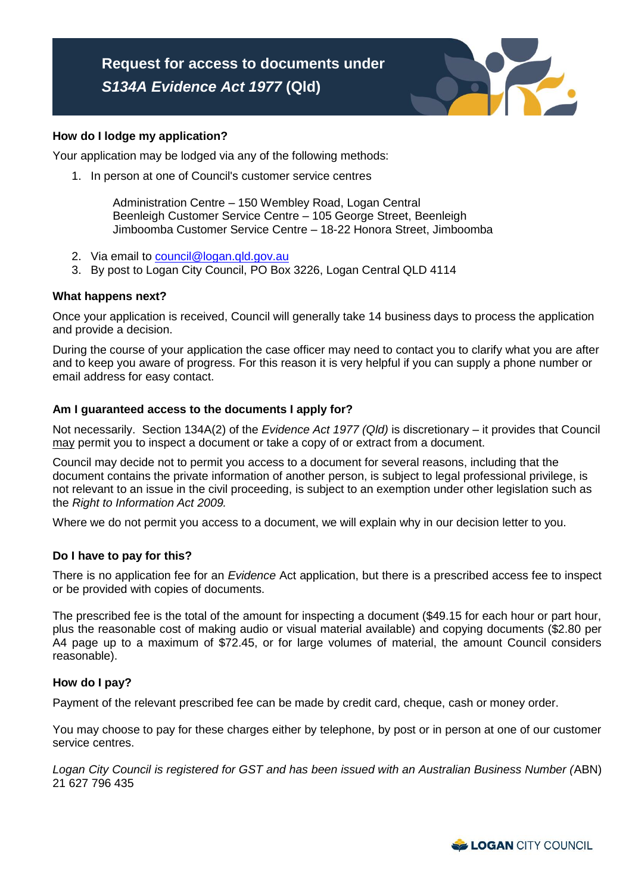# Request for access to documents under *S134A Evidence Act 1977* (Qld)

### How do I lodge my application?

Your application may be lodged via any of the following methods:

1. In person at one of Council's customer service centres

   Administration Centre – 150 Wembley Road, Logan Central
   Beenleigh Customer Service Centre – 105 George Street, Beenleigh
   Jimboomba Customer Service Centre – 18-22 Honora Street, Jimboomba

2. Via email to [council@logan.qld.gov.au](mailto:council@logan.qld.gov.au)
3. By post to Logan City Council, PO Box 3226, Logan Central QLD 4114

### What happens next?

Once your application is received, Council will generally take 14 business days to process the application and provide a decision.

During the course of your application the case officer may need to contact you to clarify what you are after and to keep you aware of progress. For this reason it is very helpful if you can supply a phone number or email address for easy contact.

### Am I guaranteed access to the documents I apply for?

Not necessarily. Section 134A(2) of the *Evidence Act 1977 (Qld)* is discretionary – it provides that Council <u>may</u> permit you to inspect a document or take a copy of or extract from a document.

Council may decide not to permit you access to a document for several reasons, including that the document contains the private information of another person, is subject to legal professional privilege, is not relevant to an issue in the civil proceeding, is subject to an exemption under other legislation such as the *Right to Information Act 2009.*

Where we do not permit you access to a document, we will explain why in our decision letter to you.

### Do I have to pay for this?

There is no application fee for an *Evidence* Act application, but there is a prescribed access fee to inspect or be provided with copies of documents.

The prescribed fee is the total of the amount for inspecting a document ($49.15 for each hour or part hour, plus the reasonable cost of making audio or visual material available) and copying documents ($2.80 per A4 page up to a maximum of $72.45, or for large volumes of material, the amount Council considers reasonable).

### How do I pay?

Payment of the relevant prescribed fee can be made by credit card, cheque, cash or money order.

You may choose to pay for these charges either by telephone, by post or in person at one of our customer service centres.

*Logan City Council is registered for GST and has been issued with an Australian Business Number (*ABN) 21 627 796 435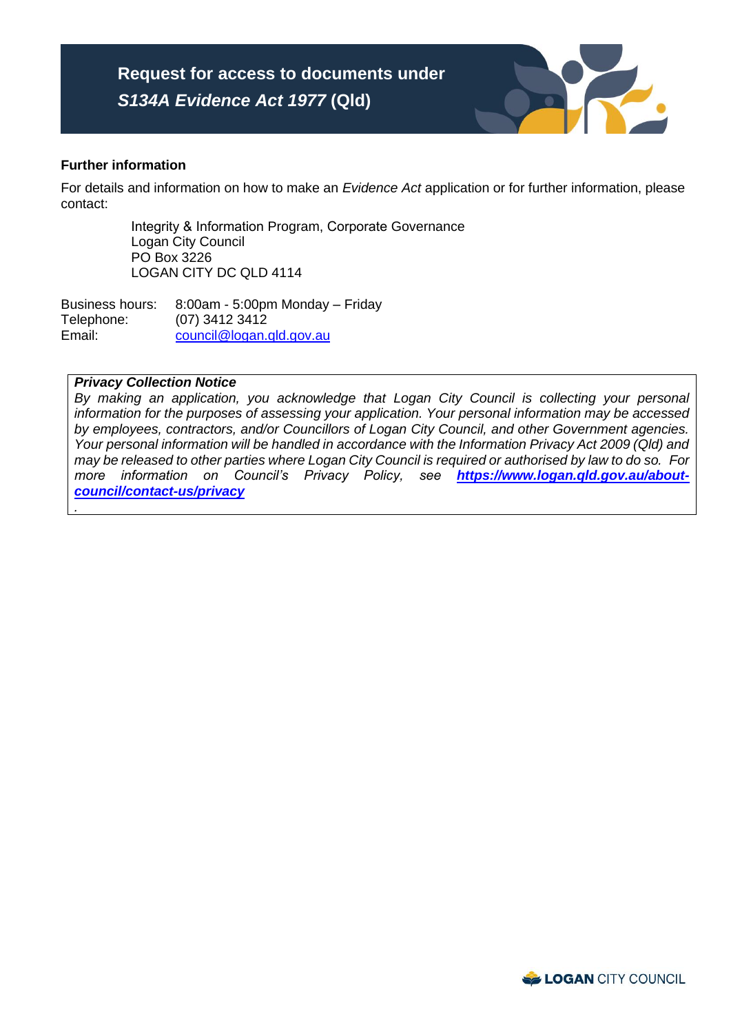# Request for access to documents under *S134A Evidence Act 1977* (Qld)

**Further information**

For details and information on how to make an *Evidence Act* application or for further information, please contact:

Integrity & Information Program, Corporate Governance
Logan City Council
PO Box 3226
LOGAN CITY DC QLD 4114

Business hours: 8:00am - 5:00pm Monday – Friday
Telephone: (07) 3412 3412
Email: council@logan.qld.gov.au

***Privacy Collection Notice***

*By making an application, you acknowledge that Logan City Council is collecting your personal information for the purposes of assessing your application. Your personal information may be accessed by employees, contractors, and/or Councillors of Logan City Council, and other Government agencies. Your personal information will be handled in accordance with the Information Privacy Act 2009 (Qld) and may be released to other parties where Logan City Council is required or authorised by law to do so. For more information on Council's Privacy Policy, see* ***https://www.logan.qld.gov.au/about-council/contact-us/privacy***

.